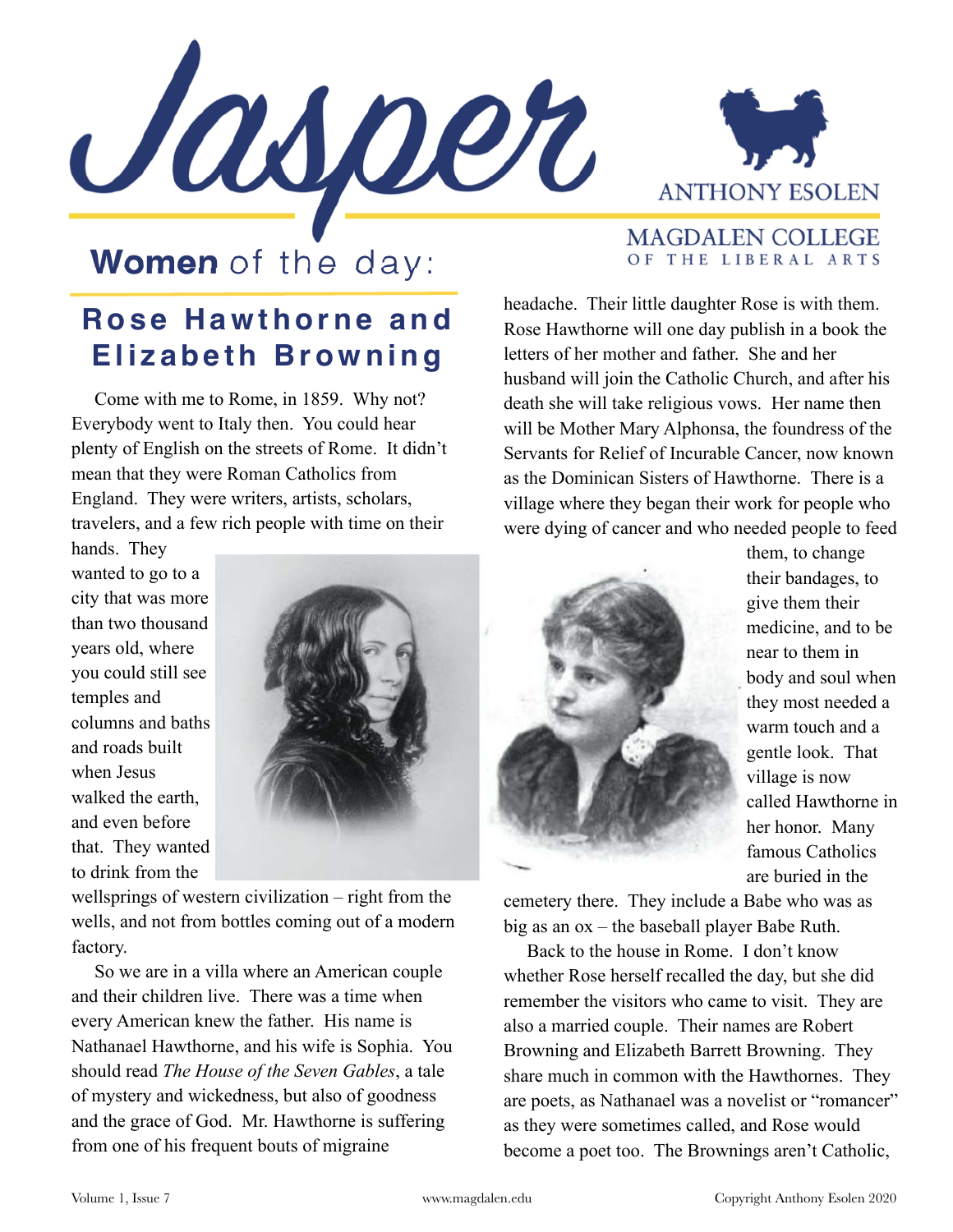# Jasper

ANTHONY ESOLEN

MAGDALEN COLLEGE OF THE LIBERAL ARTS

## **Women** of the day:

## Rose Hawthorne and Elizabeth Browning

Come with me to Rome, in 1859. Why not? Everybody went to Italy then. You could hear plenty of English on the streets of Rome. It didn't mean that they were Roman Catholics from England. They were writers, artists, scholars, travelers, and a few rich people with time on their hands. They wanted to go to a city that was more than two thousand years old, where you could still see temples and columns and baths and roads built when Jesus walked the earth, and even before that. They wanted to drink from the wellsprings of western civilization – right from the wells, and not from bottles coming out of a modern factory.

So we are in a villa where an American couple and their children live. There was a time when every American knew the father. His name is Nathanael Hawthorne, and his wife is Sophia. You should read *The House of the Seven Gables*, a tale of mystery and wickedness, but also of goodness and the grace of God. Mr. Hawthorne is suffering from one of his frequent bouts of migraine headache. Their little daughter Rose is with them. Rose Hawthorne will one day publish in a book the letters of her mother and father. She and her husband will join the Catholic Church, and after his death she will take religious vows. Her name then will be Mother Mary Alphonsa, the foundress of the Servants for Relief of Incurable Cancer, now known as the Dominican Sisters of Hawthorne. There is a village where they began their work for people who were dying of cancer and who needed people to feed them, to change their bandages, to give them their medicine, and to be near to them in body and soul when they most needed a warm touch and a gentle look. That village is now called Hawthorne in her honor. Many famous Catholics are buried in the cemetery there. They include a Babe who was as big as an ox – the baseball player Babe Ruth.

Back to the house in Rome. I don't know whether Rose herself recalled the day, but she did remember the visitors who came to visit. They are also a married couple. Their names are Robert Browning and Elizabeth Barrett Browning. They share much in common with the Hawthornes. They are poets, as Nathanael was a novelist or "romancer" as they were sometimes called, and Rose would become a poet too. The Brownings aren't Catholic,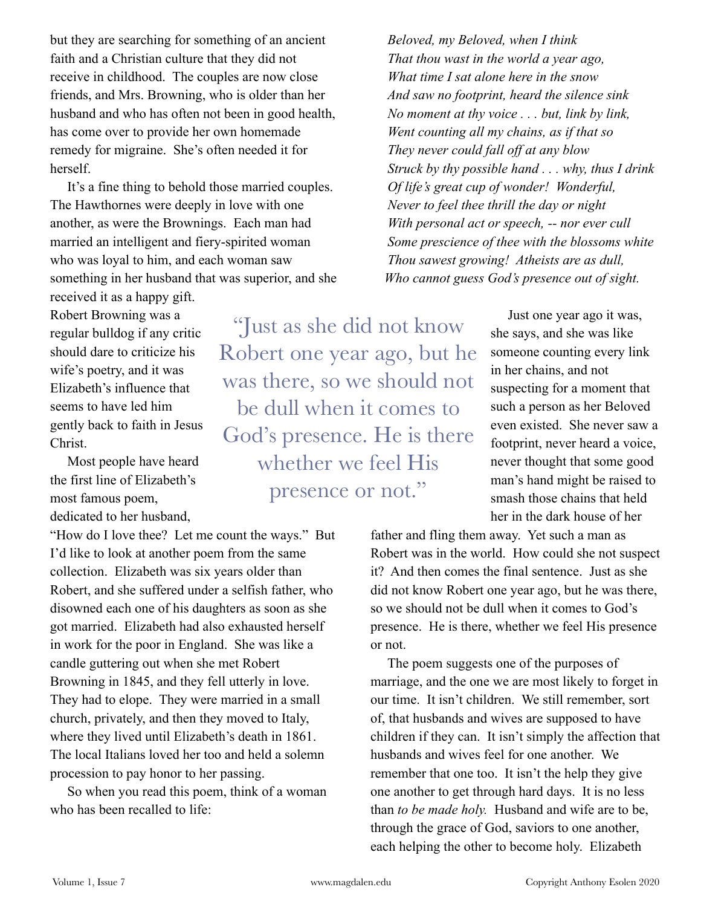but they are searching for something of an ancient faith and a Christian culture that they did not receive in childhood. The couples are now close friends, and Mrs. Browning, who is older than her husband and who has often not been in good health, has come over to provide her own homemade remedy for migraine. She's often needed it for herself.

It's a fine thing to behold those married couples. The Hawthornes were deeply in love with one another, as were the Brownings. Each man had married an intelligent and fiery-spirited woman who was loyal to him, and each woman saw something in her husband that was superior, and she received it as a happy gift. Robert Browning was a regular bulldog if any critic should dare to criticize his wife's poetry, and it was Elizabeth's influence that seems to have led him gently back to faith in Jesus Christ.

Most people have heard the first line of Elizabeth's most famous poem, dedicated to her husband, "How do I love thee? Let me count the ways." But I'd like to look at another poem from the same collection. Elizabeth was six years older than Robert, and she suffered under a selfish father, who disowned each one of his daughters as soon as she got married. Elizabeth had also exhausted herself in work for the poor in England. She was like a candle guttering out when she met Robert Browning in 1845, and they fell utterly in love. They had to elope. They were married in a small church, privately, and then they moved to Italy, where they lived until Elizabeth's death in 1861. The local Italians loved her too and held a solemn procession to pay honor to her passing.

So when you read this poem, think of a woman who has been recalled to life:

*Beloved, my Beloved, when I think*
*That thou wast in the world a year ago,*
*What time I sat alone here in the snow*
*And saw no footprint, heard the silence sink*
*No moment at thy voice . . . but, link by link,*
*Went counting all my chains, as if that so*
*They never could fall off at any blow*
*Struck by thy possible hand . . . why, thus I drink*
*Of life's great cup of wonder! Wonderful,*
*Never to feel thee thrill the day or night*
*With personal act or speech, -- nor ever cull*
*Some prescience of thee with the blossoms white*
*Thou sawest growing! Atheists are as dull,*
*Who cannot guess God's presence out of sight.*

> "Just as she did not know Robert one year ago, but he was there, so we should not be dull when it comes to God's presence. He is there whether we feel His presence or not."

Just one year ago it was, she says, and she was like someone counting every link in her chains, and not suspecting for a moment that such a person as her Beloved even existed. She never saw a footprint, never heard a voice, never thought that some good man's hand might be raised to smash those chains that held her in the dark house of her father and fling them away. Yet such a man as Robert was in the world. How could she not suspect it? And then comes the final sentence. Just as she did not know Robert one year ago, but he was there, so we should not be dull when it comes to God's presence. He is there, whether we feel His presence or not.

The poem suggests one of the purposes of marriage, and the one we are most likely to forget in our time. It isn't children. We still remember, sort of, that husbands and wives are supposed to have children if they can. It isn't simply the affection that husbands and wives feel for one another. We remember that one too. It isn't the help they give one another to get through hard days. It is no less than *to be made holy.* Husband and wife are to be, through the grace of God, saviors to one another, each helping the other to become holy. Elizabeth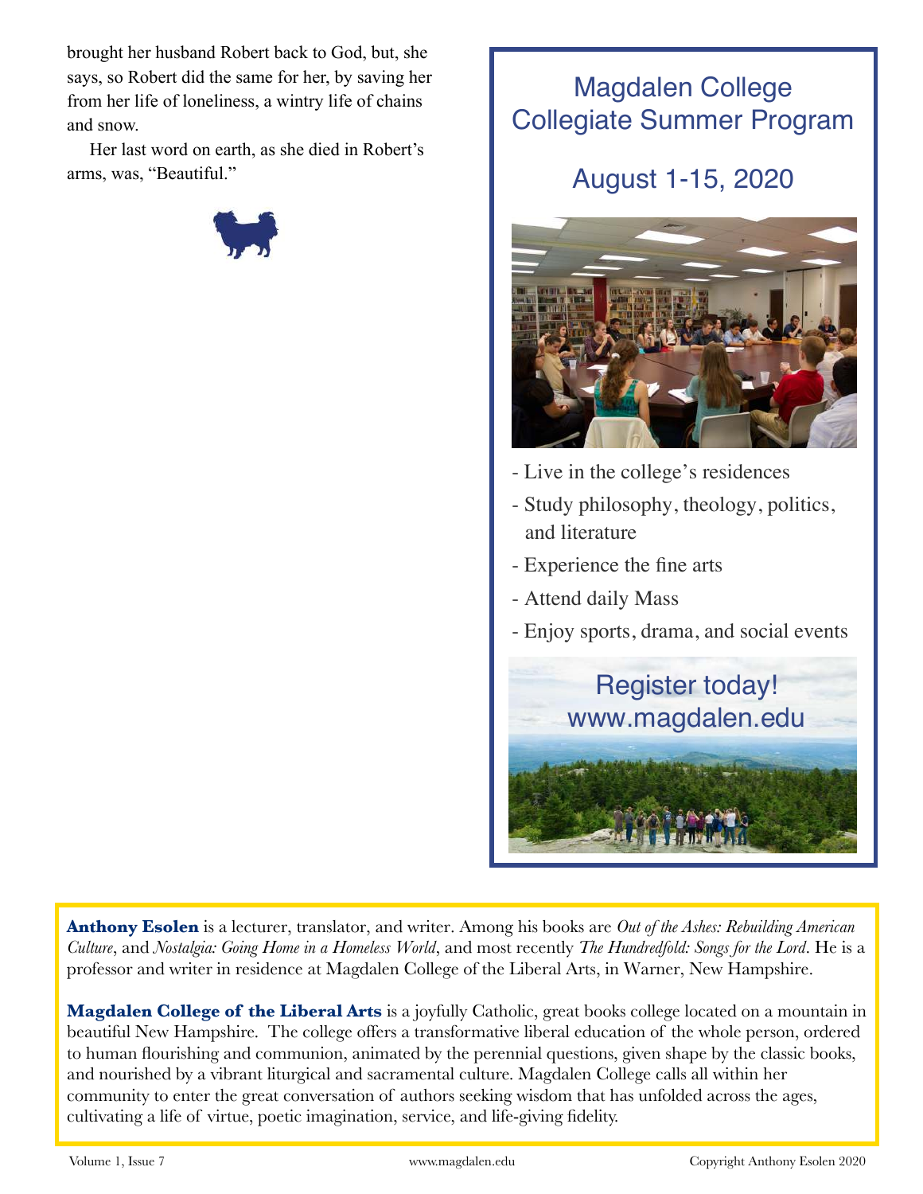brought her husband Robert back to God, but, she says, so Robert did the same for her, by saving her from her life of loneliness, a wintry life of chains and snow.

Her last word on earth, as she died in Robert's arms, was, "Beautiful."

## Magdalen College Collegiate Summer Program

## August 1-15, 2020

- Live in the college's residences
- Study philosophy, theology, politics, and literature
- Experience the fine arts
- Attend daily Mass
- Enjoy sports, drama, and social events

Register today!
www.magdalen.edu

**Anthony Esolen** is a lecturer, translator, and writer. Among his books are *Out of the Ashes: Rebuilding American Culture*, and *Nostalgia: Going Home in a Homeless World*, and most recently *The Hundredfold: Songs for the Lord*. He is a professor and writer in residence at Magdalen College of the Liberal Arts, in Warner, New Hampshire.

**Magdalen College of the Liberal Arts** is a joyfully Catholic, great books college located on a mountain in beautiful New Hampshire. The college offers a transformative liberal education of the whole person, ordered to human flourishing and communion, animated by the perennial questions, given shape by the classic books, and nourished by a vibrant liturgical and sacramental culture. Magdalen College calls all within her community to enter the great conversation of authors seeking wisdom that has unfolded across the ages, cultivating a life of virtue, poetic imagination, service, and life-giving fidelity.